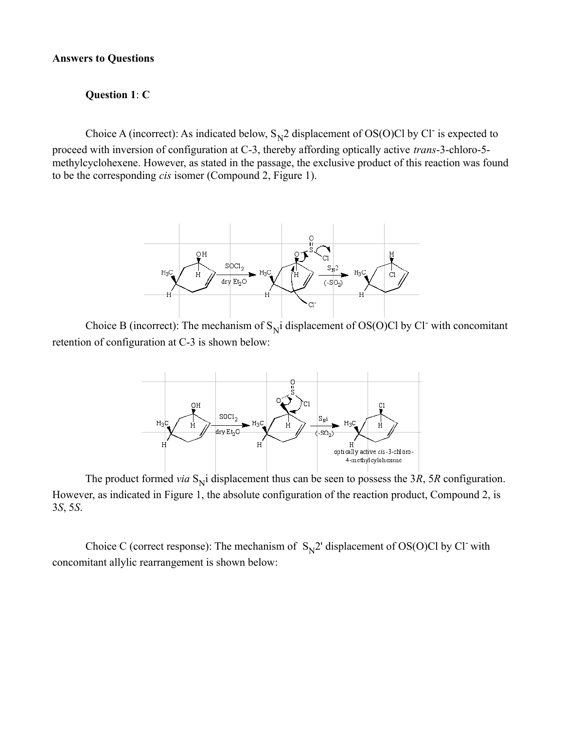**Answers to Questions**

**Question 1**: **C**

Choice A (incorrect): As indicated below, $S_N2$ displacement of OS(O)Cl by $Cl^-$ is expected to proceed with inversion of configuration at C-3, thereby affording optically active *trans*-3-chloro-5-methylcyclohexene. However, as stated in the passage, the exclusive product of this reaction was found to be the corresponding *cis* isomer (Compound 2, Figure 1).

Choice B (incorrect): The mechanism of $S_Ni$ displacement of OS(O)Cl by $Cl^-$ with concomitant retention of configuration at C-3 is shown below:

The product formed *via* $S_Ni$ displacement thus can be seen to possess the 3*R*, 5*R* configuration. However, as indicated in Figure 1, the absolute configuration of the reaction product, Compound 2, is 3*S*, 5*S*.

Choice C (correct response): The mechanism of $S_N2'$ displacement of OS(O)Cl by $Cl^-$ with concomitant allylic rearrangement is shown below: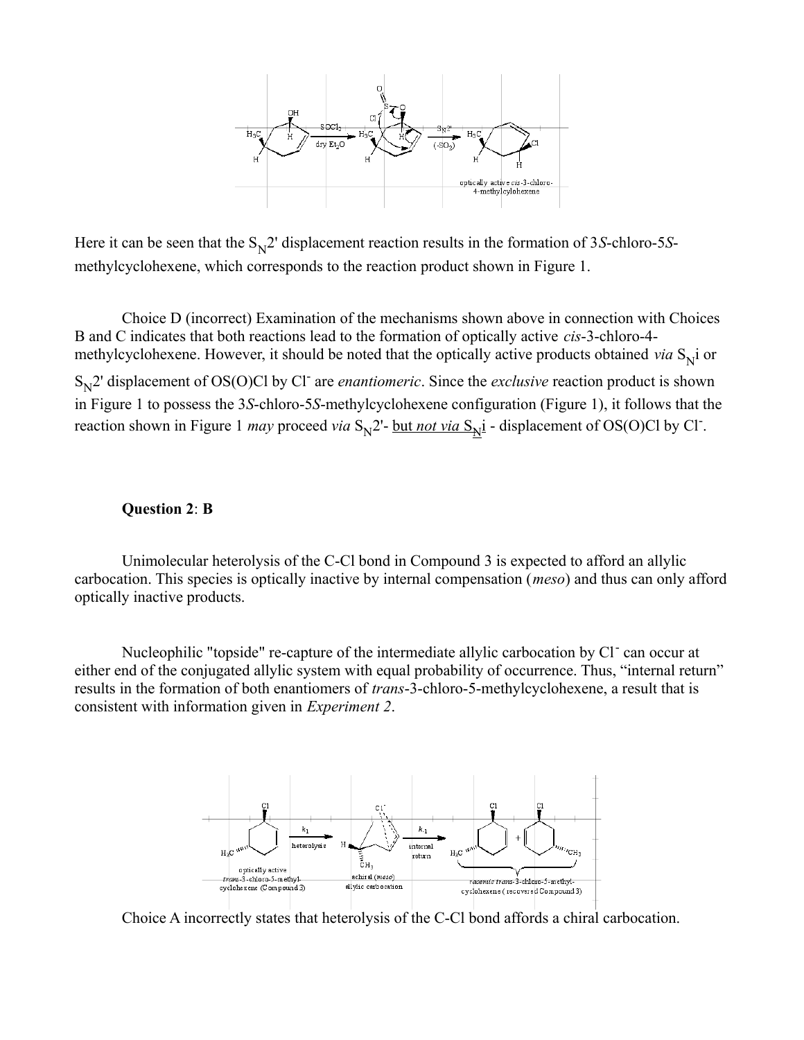Here it can be seen that the $S_N2'$ displacement reaction results in the formation of 3*S*-chloro-5*S*-methylcyclohexene, which corresponds to the reaction product shown in Figure 1.

Choice D (incorrect) Examination of the mechanisms shown above in connection with Choices B and C indicates that both reactions lead to the formation of optically active *cis*-3-chloro-4-methylcyclohexene. However, it should be noted that the optically active products obtained *via* $S_Ni$ or $S_N2'$ displacement of OS(O)Cl by $Cl^-$ are *enantiomeric*. Since the *exclusive* reaction product is shown in Figure 1 to possess the 3*S*-chloro-5*S*-methylcyclohexene configuration (Figure 1), it follows that the reaction shown in Figure 1 *may* proceed *via* $S_N2'$- but *not via* $S_Ni$ - displacement of OS(O)Cl by $Cl^-$.

**Question 2**: **B**

Unimolecular heterolysis of the C-Cl bond in Compound 3 is expected to afford an allylic carbocation. This species is optically inactive by internal compensation (*meso*) and thus can only afford optically inactive products.

Nucleophilic "topside" re-capture of the intermediate allylic carbocation by $Cl^-$ can occur at either end of the conjugated allylic system with equal probability of occurrence. Thus, "internal return" results in the formation of both enantiomers of *trans*-3-chloro-5-methylcyclohexene, a result that is consistent with information given in *Experiment 2*.

Choice A incorrectly states that heterolysis of the C-Cl bond affords a chiral carbocation.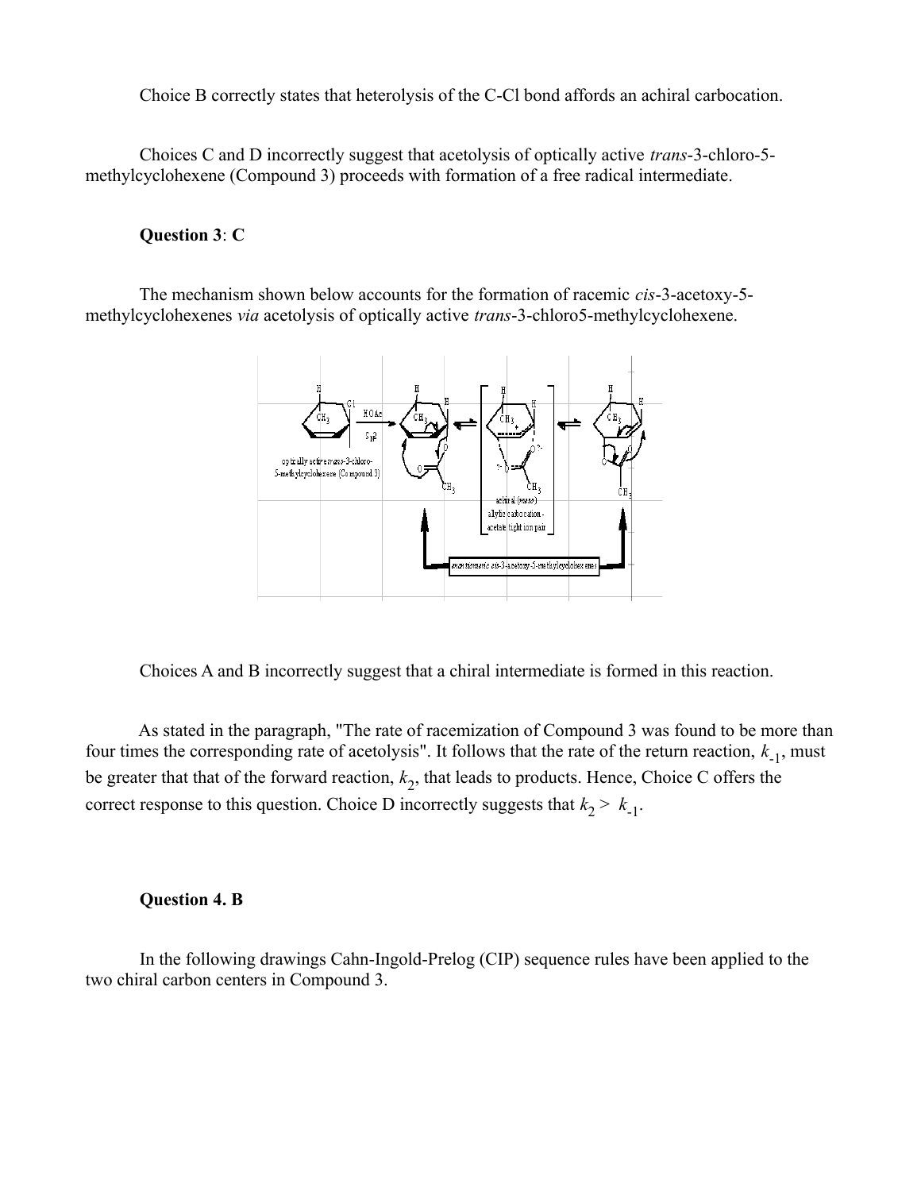Choice B correctly states that heterolysis of the C-Cl bond affords an achiral carbocation.

Choices C and D incorrectly suggest that acetolysis of optically active *trans*-3-chloro-5-methylcyclohexene (Compound 3) proceeds with formation of a free radical intermediate.

**Question 3**: **C**

The mechanism shown below accounts for the formation of racemic *cis*-3-acetoxy-5-methylcyclohexenes *via* acetolysis of optically active *trans*-3-chloro5-methylcyclohexene.

Choices A and B incorrectly suggest that a chiral intermediate is formed in this reaction.

As stated in the paragraph, "The rate of racemization of Compound 3 was found to be more than four times the corresponding rate of acetolysis". It follows that the rate of the return reaction, $k_{-1}$, must be greater that that of the forward reaction, $k_2$, that leads to products. Hence, Choice C offers the correct response to this question. Choice D incorrectly suggests that $k_2 > k_{-1}$.

**Question 4. B**

In the following drawings Cahn-Ingold-Prelog (CIP) sequence rules have been applied to the two chiral carbon centers in Compound 3.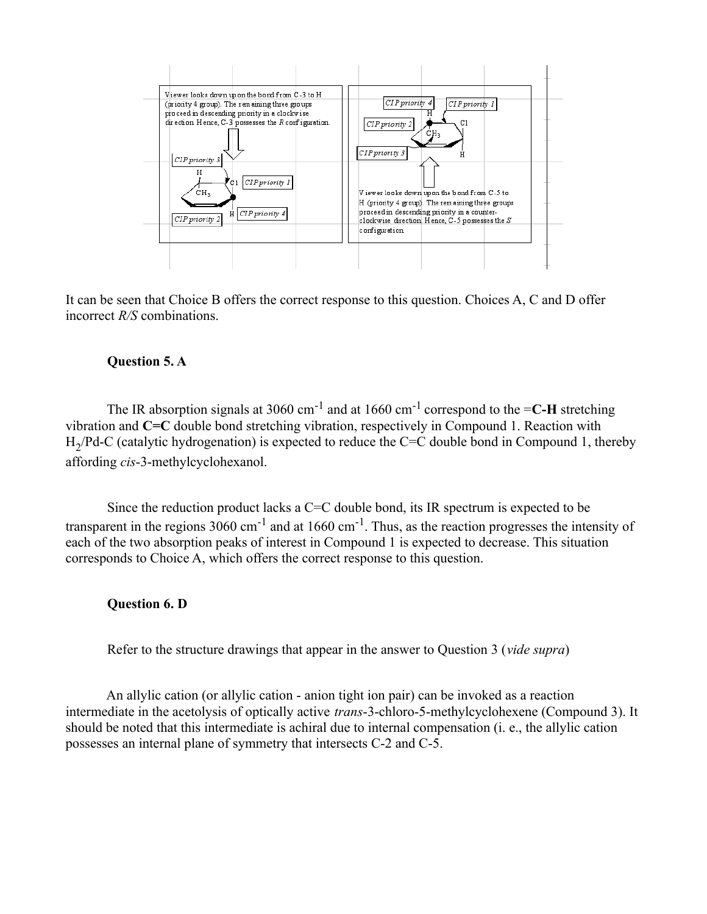Viewer looks down upon the bond from C-3 to H (priority 4 group). The remaining three groups proceed in descending priority in a clockwise direction. Hence, C-3 possesses the *R* configuration.

CIP priority 3

CIP priority 1

CIP priority 2

CIP priority 4

CIP priority 4

CIP priority 1

CIP priority 2

CIP priority 3

Viewer looks down upon the bond from C-5 to H (priority 4 group). The remaining three groups proceed in descending priority in a counter-clockwise direction. Hence, C-5 possesses the *S* configuration.

It can be seen that Choice B offers the correct response to this question. Choices A, C and D offer incorrect *R/S* combinations.

**Question 5. A**

The IR absorption signals at 3060 $cm^{-1}$ and at 1660 $cm^{-1}$ correspond to the =**C-H** stretching vibration and **C=C** double bond stretching vibration, respectively in Compound 1. Reaction with $H_2$/Pd-C (catalytic hydrogenation) is expected to reduce the C=C double bond in Compound 1, thereby affording *cis*-3-methylcyclohexanol.

Since the reduction product lacks a C=C double bond, its IR spectrum is expected to be transparent in the regions 3060 $cm^{-1}$ and at 1660 $cm^{-1}$. Thus, as the reaction progresses the intensity of each of the two absorption peaks of interest in Compound 1 is expected to decrease. This situation corresponds to Choice A, which offers the correct response to this question.

**Question 6. D**

Refer to the structure drawings that appear in the answer to Question 3 (*vide supra*)

An allylic cation (or allylic cation - anion tight ion pair) can be invoked as a reaction intermediate in the acetolysis of optically active *trans*-3-chloro-5-methylcyclohexene (Compound 3). It should be noted that this intermediate is achiral due to internal compensation (i. e., the allylic cation possesses an internal plane of symmetry that intersects C-2 and C-5.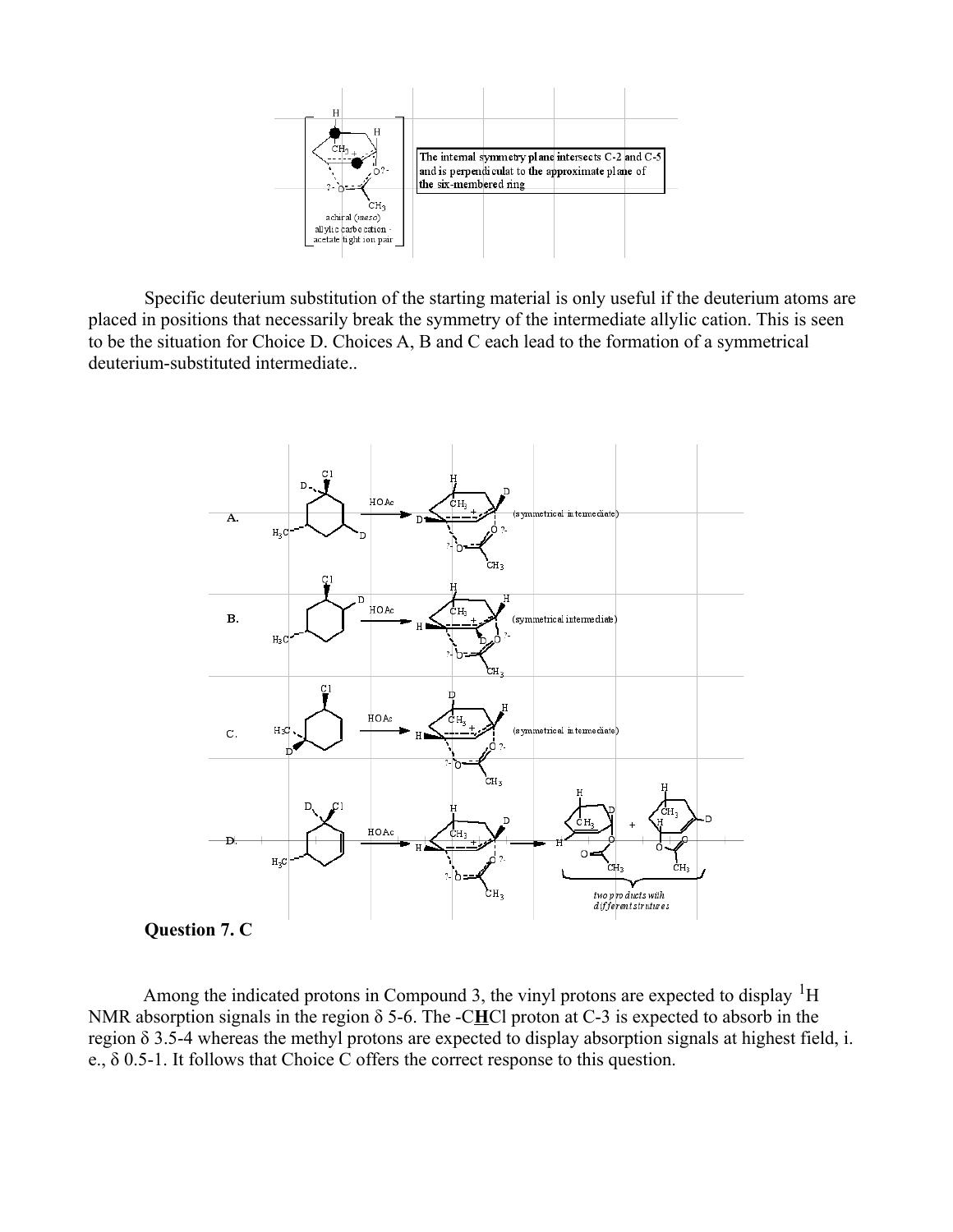The internal symmetry plane intersects C-2 and C-5 and is perpendiculat to the approximate plane of the six-membered ring

achiral (*meso*) allylic carbocation - acetate tight ion pair

Specific deuterium substitution of the starting material is only useful if the deuterium atoms are placed in positions that necessarily break the symmetry of the intermediate allylic cation. This is seen to be the situation for Choice D. Choices A, B and C each lead to the formation of a symmetrical deuterium-substituted intermediate..

A. HOAc → (symmetrical intermediate)

B. HOAc → (symmetrical intermediate)

C. HOAc → (symmetrical intermediate)

D. HOAc → two products with different structures

**Question 7. C**

Among the indicated protons in Compound 3, the vinyl protons are expected to display $^1H$ NMR absorption signals in the region δ 5-6. The -C**H**Cl proton at C-3 is expected to absorb in the region δ 3.5-4 whereas the methyl protons are expected to display absorption signals at highest field, i. e., δ 0.5-1. It follows that Choice C offers the correct response to this question.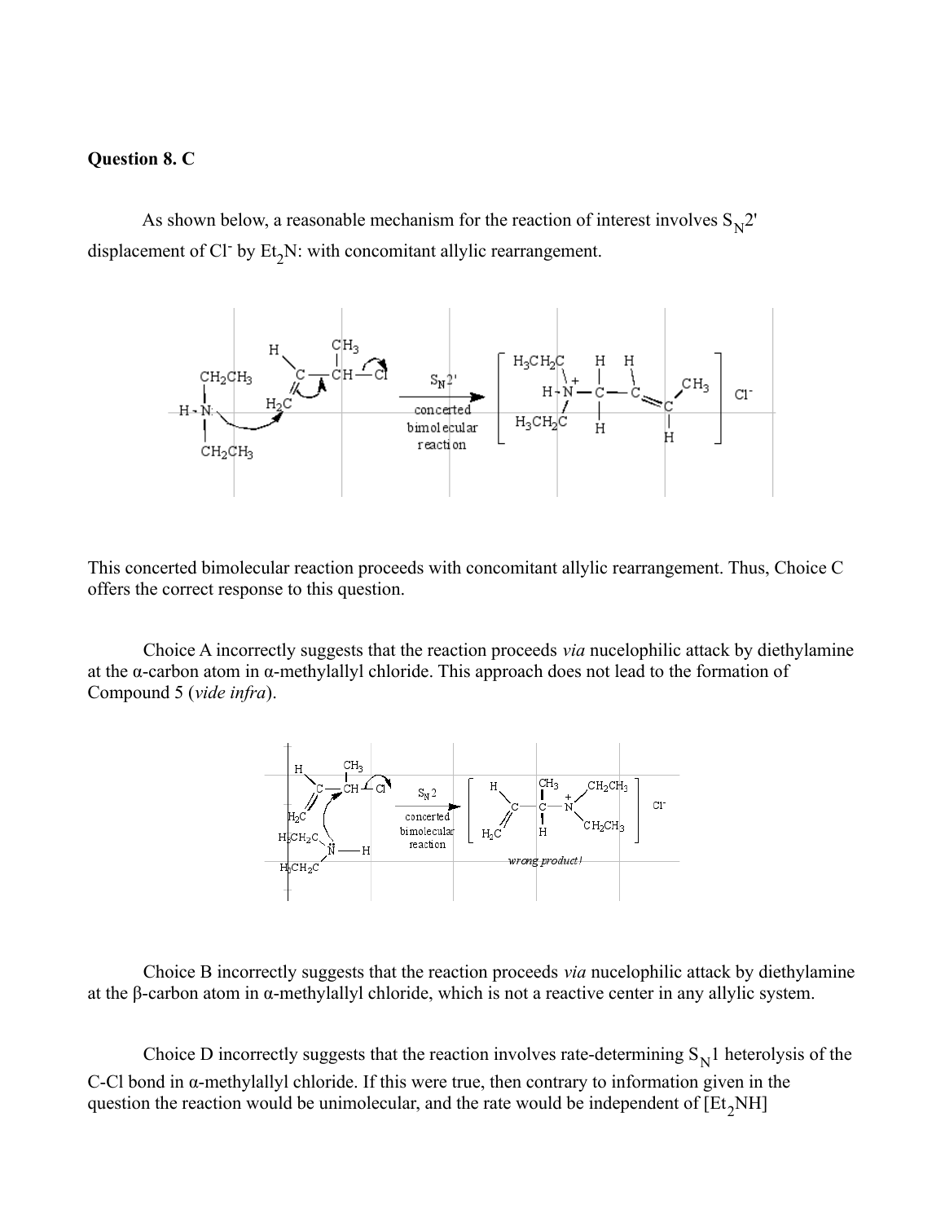**Question 8. C**

As shown below, a reasonable mechanism for the reaction of interest involves $S_N2'$ displacement of $Cl^-$ by $Et_2N$: with concomitant allylic rearrangement.

This concerted bimolecular reaction proceeds with concomitant allylic rearrangement. Thus, Choice C offers the correct response to this question.

Choice A incorrectly suggests that the reaction proceeds *via* nucelophilic attack by diethylamine at the α-carbon atom in α-methylallyl chloride. This approach does not lead to the formation of Compound 5 (*vide infra*).

Choice B incorrectly suggests that the reaction proceeds *via* nucelophilic attack by diethylamine at the β-carbon atom in α-methylallyl chloride, which is not a reactive center in any allylic system.

Choice D incorrectly suggests that the reaction involves rate-determining $S_N1$ heterolysis of the C-Cl bond in α-methylallyl chloride. If this were true, then contrary to information given in the question the reaction would be unimolecular, and the rate would be independent of $[Et_2NH]$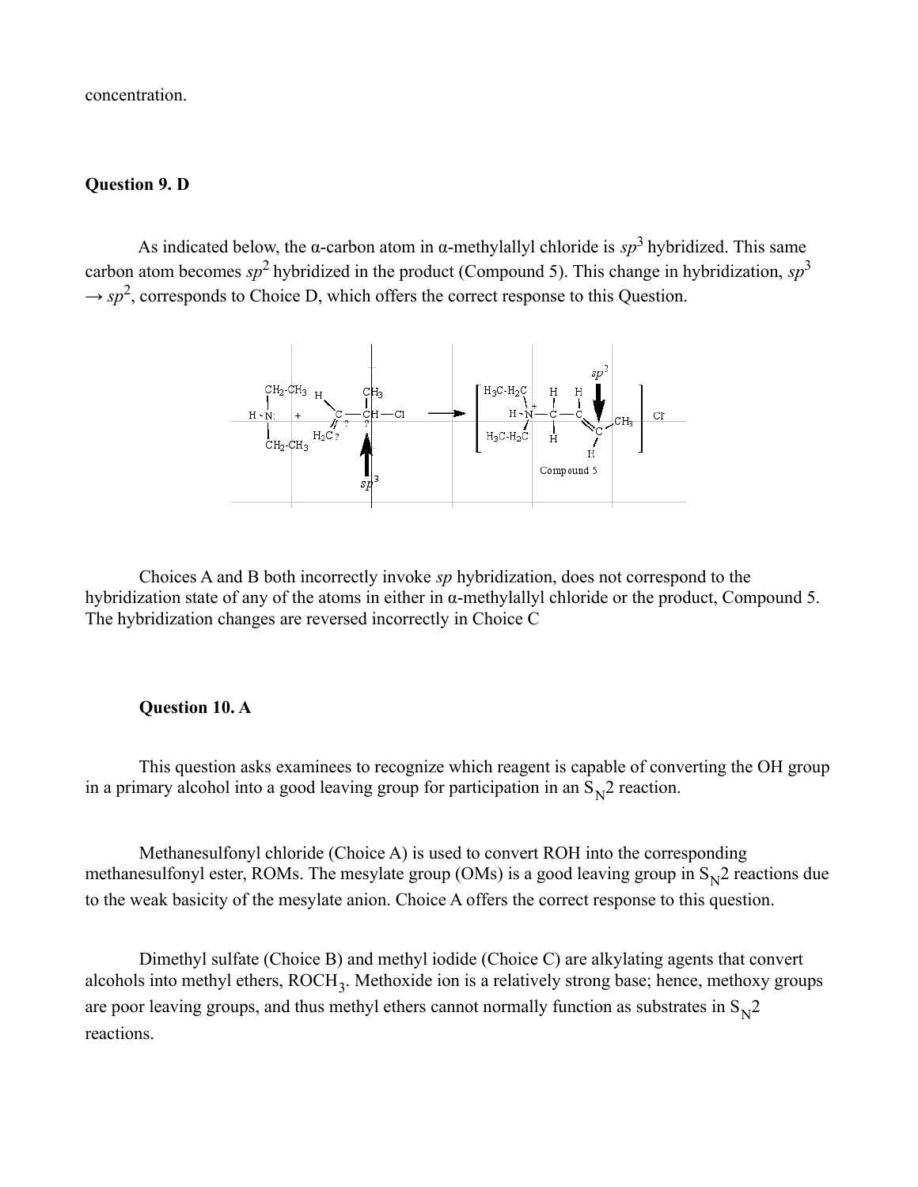concentration.

**Question 9. D**

As indicated below, the α-carbon atom in α-methylallyl chloride is $sp^3$ hybridized. This same carbon atom becomes $sp^2$ hybridized in the product (Compound 5). This change in hybridization, $sp^3 \rightarrow sp^2$, corresponds to Choice D, which offers the correct response to this Question.

Choices A and B both incorrectly invoke *sp* hybridization, does not correspond to the hybridization state of any of the atoms in either in α-methylallyl chloride or the product, Compound 5. The hybridization changes are reversed incorrectly in Choice C

**Question 10. A**

This question asks examinees to recognize which reagent is capable of converting the OH group in a primary alcohol into a good leaving group for participation in an $S_N2$ reaction.

Methanesulfonyl chloride (Choice A) is used to convert ROH into the corresponding methanesulfonyl ester, ROMs. The mesylate group (OMs) is a good leaving group in $S_N2$ reactions due to the weak basicity of the mesylate anion. Choice A offers the correct response to this question.

Dimethyl sulfate (Choice B) and methyl iodide (Choice C) are alkylating agents that convert alcohols into methyl ethers, $ROCH_3$. Methoxide ion is a relatively strong base; hence, methoxy groups are poor leaving groups, and thus methyl ethers cannot normally function as substrates in $S_N2$ reactions.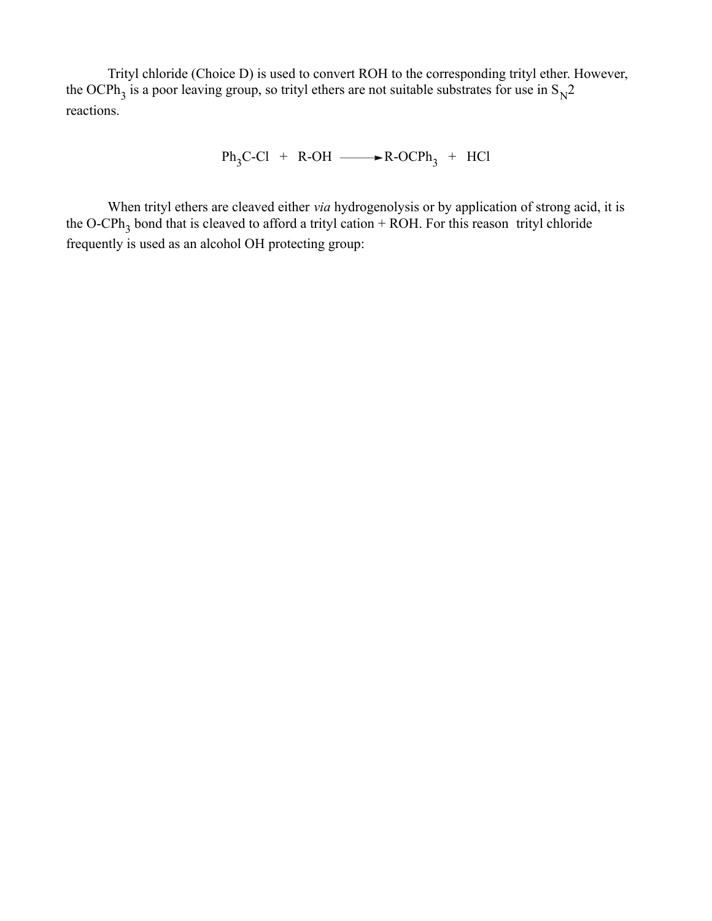Trityl chloride (Choice D) is used to convert ROH to the corresponding trityl ether. However, the $OCPh_3$ is a poor leaving group, so trityl ethers are not suitable substrates for use in $S_N2$ reactions.

$$Ph_3C\text{-}Cl \ + \ R\text{-}OH \longrightarrow R\text{-}OCPh_3 \ + \ HCl$$

When trityl ethers are cleaved either *via* hydrogenolysis or by application of strong acid, it is the $O\text{-}CPh_3$ bond that is cleaved to afford a trityl cation + ROH. For this reason trityl chloride frequently is used as an alcohol OH protecting group: